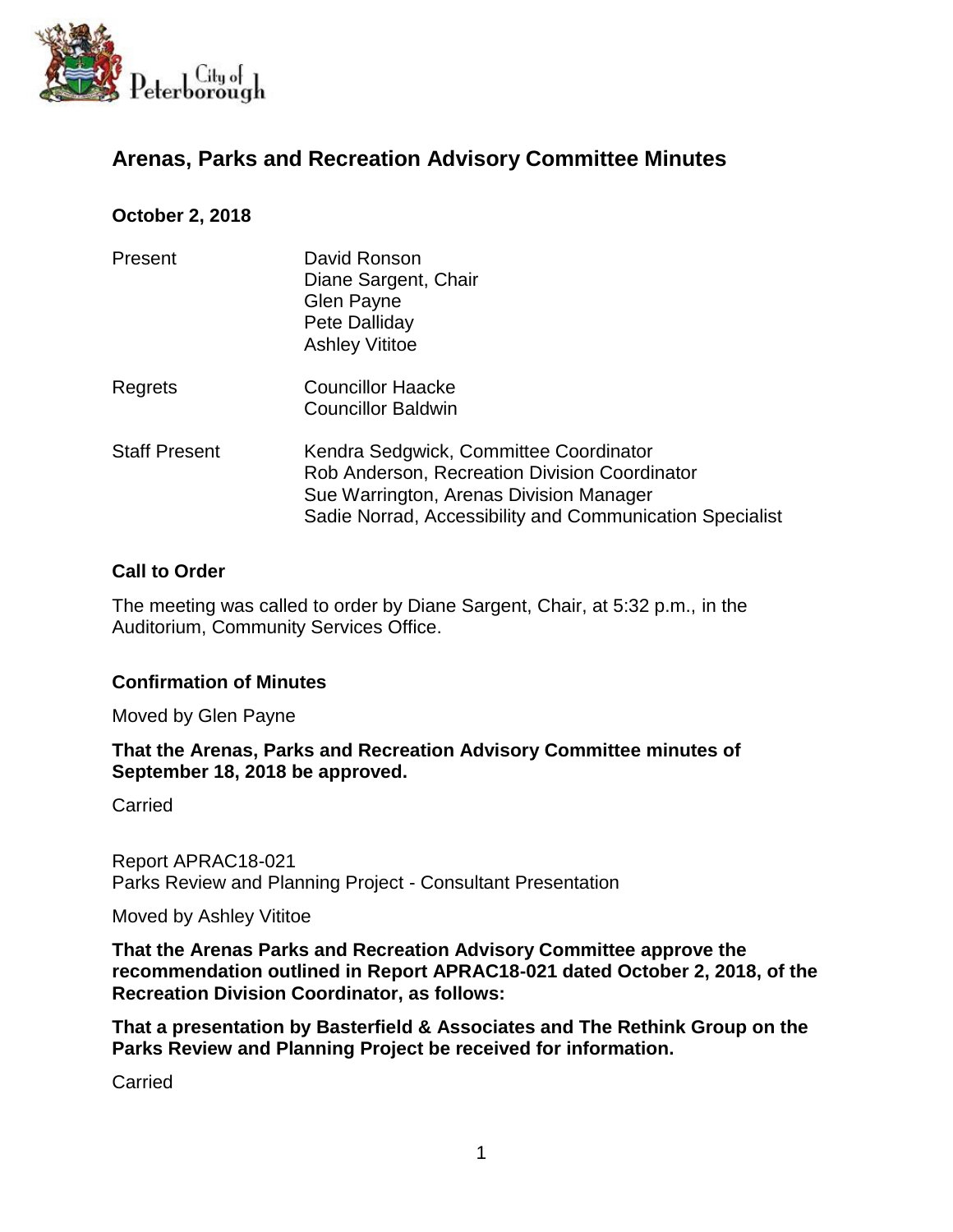# Arenas, Parks and Recreation Advisory Committee Minutes

**October 2, 2018**

| | |
|---|---|
| Present | David Ronson<br>Diane Sargent, Chair<br>Glen Payne<br>Pete Dalliday<br>Ashley Vititoe |
| Regrets | Councillor Haacke<br>Councillor Baldwin |
| Staff Present | Kendra Sedgwick, Committee Coordinator<br>Rob Anderson, Recreation Division Coordinator<br>Sue Warrington, Arenas Division Manager<br>Sadie Norrad, Accessibility and Communication Specialist |

## Call to Order

The meeting was called to order by Diane Sargent, Chair, at 5:32 p.m., in the Auditorium, Community Services Office.

## Confirmation of Minutes

Moved by Glen Payne

**That the Arenas, Parks and Recreation Advisory Committee minutes of September 18, 2018 be approved.**

Carried

Report APRAC18-021
Parks Review and Planning Project - Consultant Presentation

Moved by Ashley Vititoe

**That the Arenas Parks and Recreation Advisory Committee approve the recommendation outlined in Report APRAC18-021 dated October 2, 2018, of the Recreation Division Coordinator, as follows:**

**That a presentation by Basterfield & Associates and The Rethink Group on the Parks Review and Planning Project be received for information.**

Carried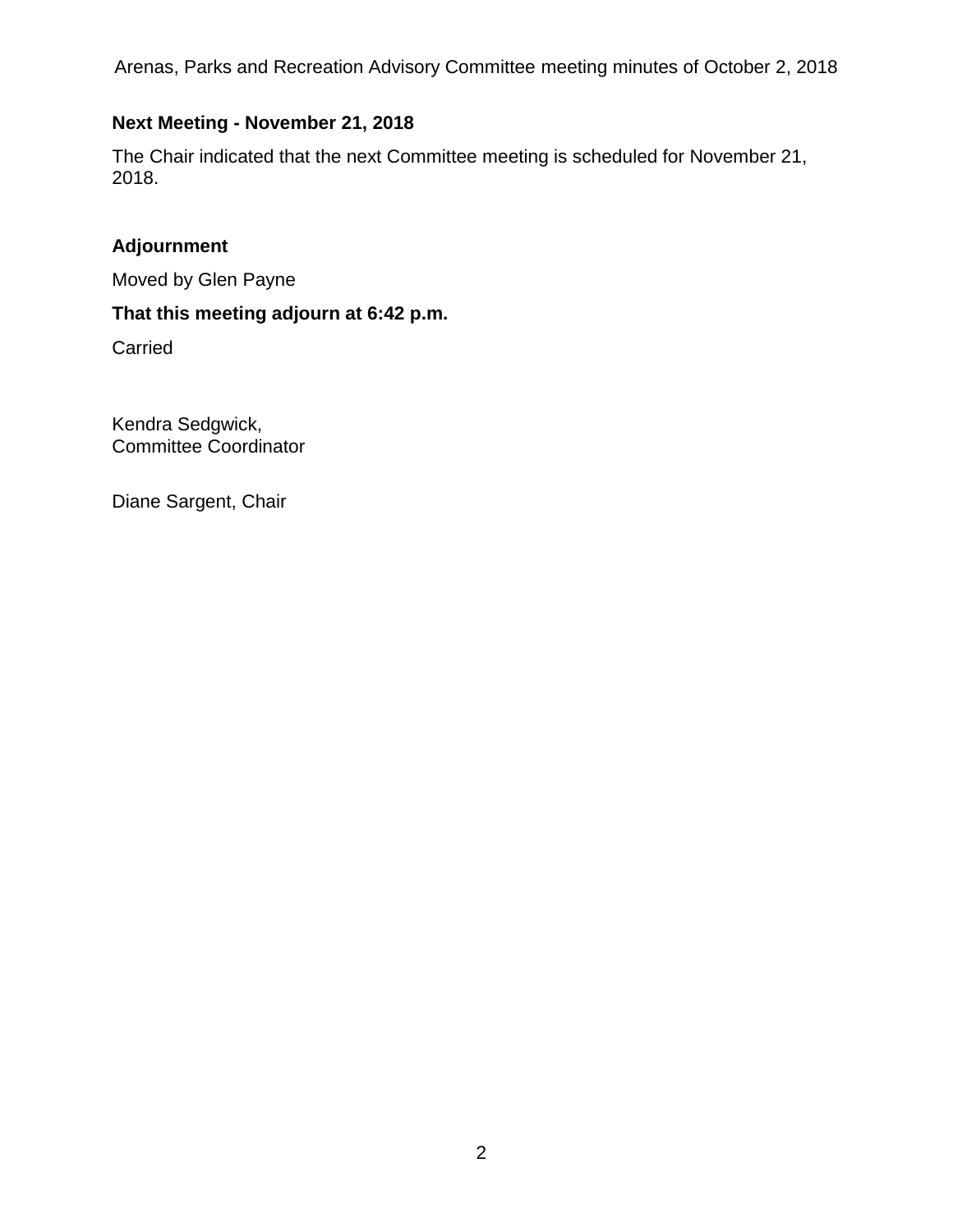## Next Meeting - November 21, 2018

The Chair indicated that the next Committee meeting is scheduled for November 21, 2018.

## Adjournment

Moved by Glen Payne

**That this meeting adjourn at 6:42 p.m.**

Carried

Kendra Sedgwick,
Committee Coordinator

Diane Sargent, Chair